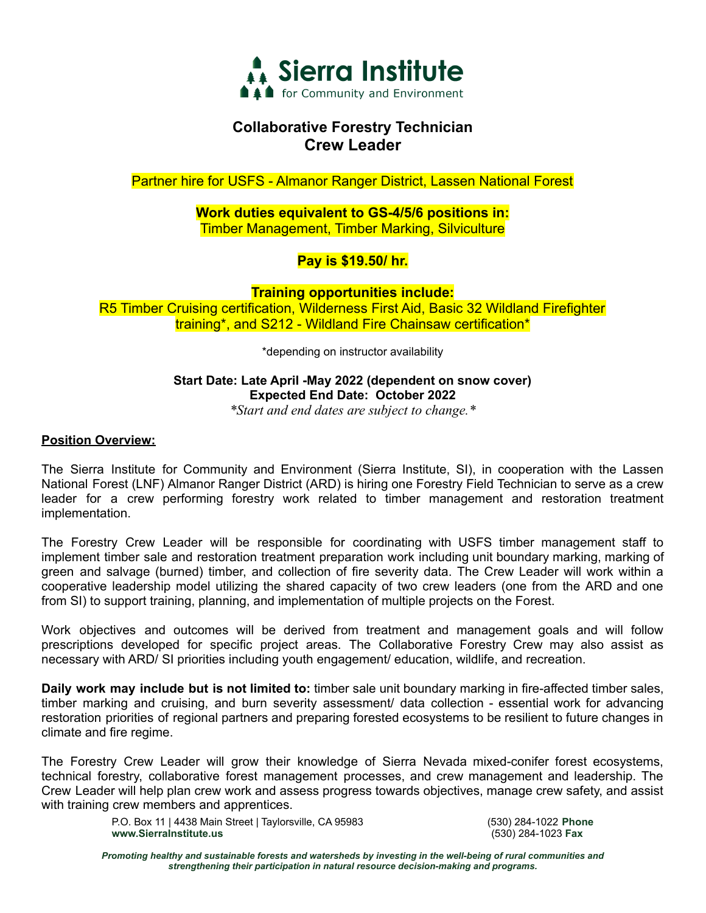# Sierra Institute
for Community and Environment

## Collaborative Forestry Technician
## Crew Leader

Partner hire for USFS - Almanor Ranger District, Lassen National Forest

**Work duties equivalent to GS-4/5/6 positions in:**
Timber Management, Timber Marking, Silviculture

**Pay is $19.50/ hr.**

**Training opportunities include:**
R5 Timber Cruising certification, Wilderness First Aid, Basic 32 Wildland Firefighter training*, and S212 - Wildland Fire Chainsaw certification*

*depending on instructor availability

**Start Date: Late April -May 2022 (dependent on snow cover)**
**Expected End Date: October 2022**
*\*Start and end dates are subject to change.\**

**Position Overview:**

The Sierra Institute for Community and Environment (Sierra Institute, SI), in cooperation with the Lassen National Forest (LNF) Almanor Ranger District (ARD) is hiring one Forestry Field Technician to serve as a crew leader for a crew performing forestry work related to timber management and restoration treatment implementation.

The Forestry Crew Leader will be responsible for coordinating with USFS timber management staff to implement timber sale and restoration treatment preparation work including unit boundary marking, marking of green and salvage (burned) timber, and collection of fire severity data. The Crew Leader will work within a cooperative leadership model utilizing the shared capacity of two crew leaders (one from the ARD and one from SI) to support training, planning, and implementation of multiple projects on the Forest.

Work objectives and outcomes will be derived from treatment and management goals and will follow prescriptions developed for specific project areas. The Collaborative Forestry Crew may also assist as necessary with ARD/ SI priorities including youth engagement/ education, wildlife, and recreation.

**Daily work may include but is not limited to:** timber sale unit boundary marking in fire-affected timber sales, timber marking and cruising, and burn severity assessment/ data collection - essential work for advancing restoration priorities of regional partners and preparing forested ecosystems to be resilient to future changes in climate and fire regime.

The Forestry Crew Leader will grow their knowledge of Sierra Nevada mixed-conifer forest ecosystems, technical forestry, collaborative forest management processes, and crew management and leadership. The Crew Leader will help plan crew work and assess progress towards objectives, manage crew safety, and assist with training crew members and apprentices.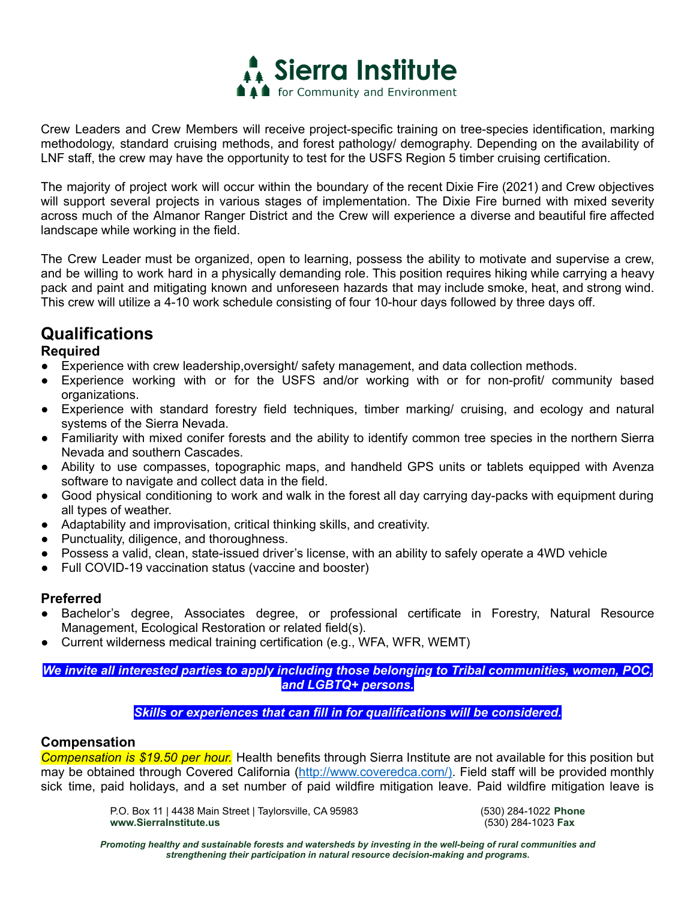Crew Leaders and Crew Members will receive project-specific training on tree-species identification, marking methodology, standard cruising methods, and forest pathology/ demography. Depending on the availability of LNF staff, the crew may have the opportunity to test for the USFS Region 5 timber cruising certification.

The majority of project work will occur within the boundary of the recent Dixie Fire (2021) and Crew objectives will support several projects in various stages of implementation. The Dixie Fire burned with mixed severity across much of the Almanor Ranger District and the Crew will experience a diverse and beautiful fire affected landscape while working in the field.

The Crew Leader must be organized, open to learning, possess the ability to motivate and supervise a crew, and be willing to work hard in a physically demanding role. This position requires hiking while carrying a heavy pack and paint and mitigating known and unforeseen hazards that may include smoke, heat, and strong wind. This crew will utilize a 4-10 work schedule consisting of four 10-hour days followed by three days off.

## Qualifications

### Required

- Experience with crew leadership,oversight/ safety management, and data collection methods.
- Experience working with or for the USFS and/or working with or for non-profit/ community based organizations.
- Experience with standard forestry field techniques, timber marking/ cruising, and ecology and natural systems of the Sierra Nevada.
- Familiarity with mixed conifer forests and the ability to identify common tree species in the northern Sierra Nevada and southern Cascades.
- Ability to use compasses, topographic maps, and handheld GPS units or tablets equipped with Avenza software to navigate and collect data in the field.
- Good physical conditioning to work and walk in the forest all day carrying day-packs with equipment during all types of weather.
- Adaptability and improvisation, critical thinking skills, and creativity.
- Punctuality, diligence, and thoroughness.
- Possess a valid, clean, state-issued driver's license, with an ability to safely operate a 4WD vehicle
- Full COVID-19 vaccination status (vaccine and booster)

### Preferred

- Bachelor's degree, Associates degree, or professional certificate in Forestry, Natural Resource Management, Ecological Restoration or related field(s).
- Current wilderness medical training certification (e.g., WFA, WFR, WEMT)

***We invite all interested parties to apply including those belonging to Tribal communities, women, POC, and LGBTQ+ persons.***

***Skills or experiences that can fill in for qualifications will be considered.***

### Compensation

*Compensation is $19.50 per hour.* Health benefits through Sierra Institute are not available for this position but may be obtained through Covered California (http://www.coveredca.com/). Field staff will be provided monthly sick time, paid holidays, and a set number of paid wildfire mitigation leave. Paid wildfire mitigation leave is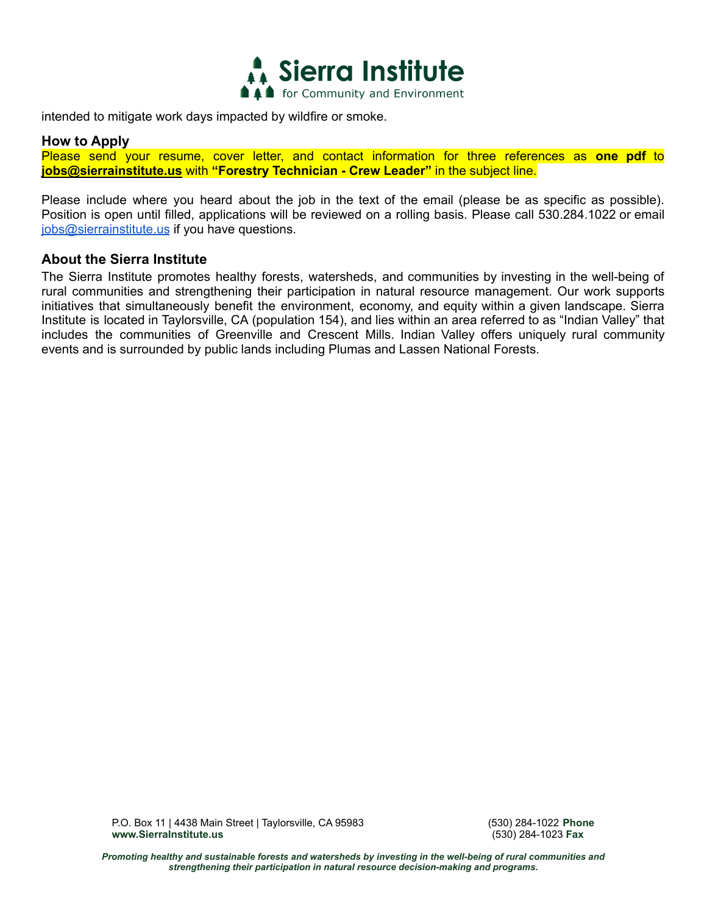intended to mitigate work days impacted by wildfire or smoke.

### How to Apply

Please send your resume, cover letter, and contact information for three references as **one pdf** to **jobs@sierrainstitute.us** with **"Forestry Technician - Crew Leader"** in the subject line.

Please include where you heard about the job in the text of the email (please be as specific as possible). Position is open until filled, applications will be reviewed on a rolling basis. Please call 530.284.1022 or email jobs@sierrainstitute.us if you have questions.

### About the Sierra Institute

The Sierra Institute promotes healthy forests, watersheds, and communities by investing in the well-being of rural communities and strengthening their participation in natural resource management. Our work supports initiatives that simultaneously benefit the environment, economy, and equity within a given landscape. Sierra Institute is located in Taylorsville, CA (population 154), and lies within an area referred to as "Indian Valley" that includes the communities of Greenville and Crescent Mills. Indian Valley offers uniquely rural community events and is surrounded by public lands including Plumas and Lassen National Forests.